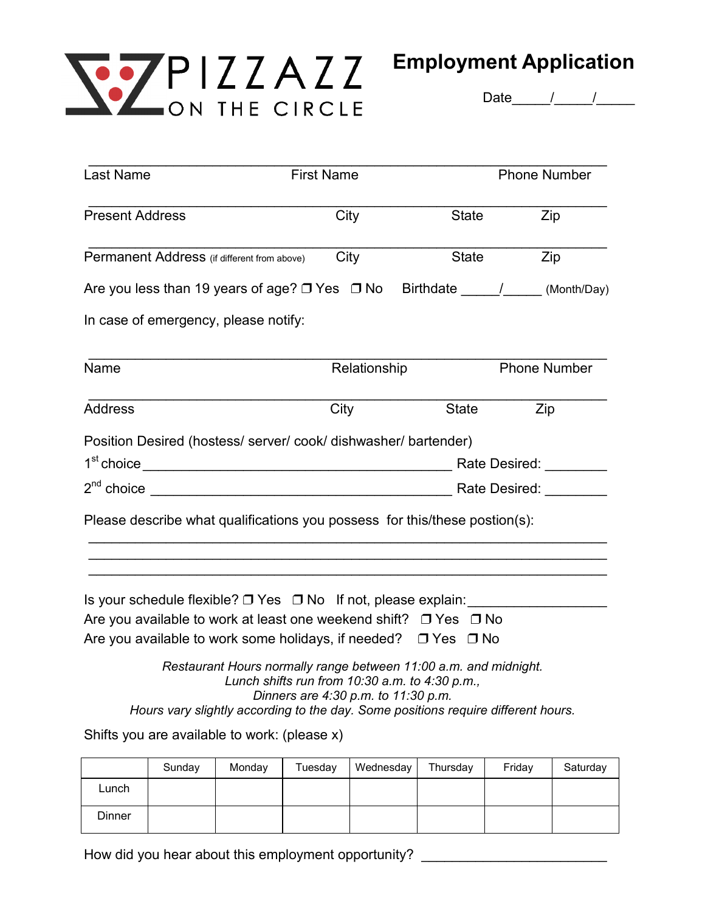# PIZZAZZ ON THE CIRCLE

## Employment Application

Date_____/_____/_____

______________________________________________________________
Last Name First Name Phone Number

______________________________________________________________
Present Address City State Zip

______________________________________________________________
Permanent Address (if different from above) City State Zip

Are you less than 19 years of age? ❒ Yes ❒ No Birthdate _____/_____ (Month/Day)

In case of emergency, please notify:

______________________________________________________________
Name Relationship Phone Number

______________________________________________________________
Address City State Zip

Position Desired (hostess/ server/ cook/ dishwasher/ bartender)

1st choice ________________________________________ Rate Desired: ________

2nd choice ________________________________________ Rate Desired: ________

Please describe what qualifications you possess for this/these postion(s):

______________________________________________________________

______________________________________________________________

______________________________________________________________

Is your schedule flexible? ❒ Yes ❒ No If not, please explain:_________________

Are you available to work at least one weekend shift? ❒ Yes ❒ No

Are you available to work some holidays, if needed? ❒ Yes ❒ No

*Restaurant Hours normally range between 11:00 a.m. and midnight.*
*Lunch shifts run from 10:30 a.m. to 4:30 p.m.,*
*Dinners are 4:30 p.m. to 11:30 p.m.*
*Hours vary slightly according to the day. Some positions require different hours.*

Shifts you are available to work: (please x)

| | Sunday | Monday | Tuesday | Wednesday | Thursday | Friday | Saturday |
|---|---|---|---|---|---|---|---|
| Lunch | | | | | | | |
| Dinner | | | | | | | |

How did you hear about this employment opportunity? ________________________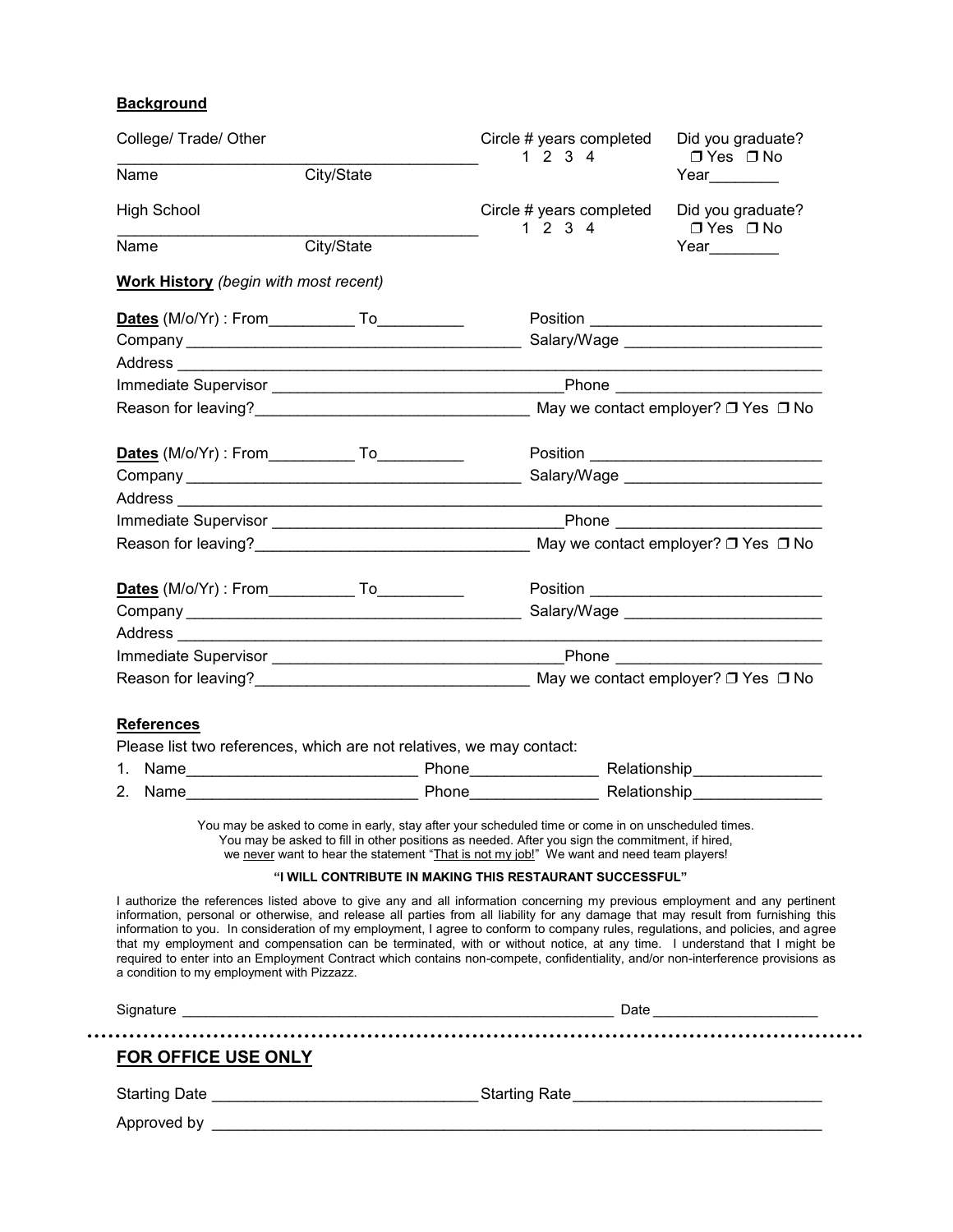**Background**

| College/ Trade/ Other | | Circle # years completed | Did you graduate? |
|---|---|---|---|
| ________________________________________ | | 1 2 3 4 | ❒ Yes ❒ No |
| Name | City/State | | Year________ |

| High School | | Circle # years completed | Did you graduate? |
|---|---|---|---|
| ________________________________________ | | 1 2 3 4 | ❒ Yes ❒ No |
| Name | City/State | | Year________ |

**Work History** *(begin with most recent)*

**Dates** (M/o/Yr) : From__________ To__________ Position ___________________________

Company ______________________________________ Salary/Wage _______________________

Address ________________________________________________________________________

Immediate Supervisor ________________________________Phone _______________________

Reason for leaving?_______________________________ May we contact employer? ❒ Yes ❒ No

**Dates** (M/o/Yr) : From__________ To__________ Position ___________________________

Company ______________________________________ Salary/Wage _______________________

Address ________________________________________________________________________

Immediate Supervisor ________________________________Phone _______________________

Reason for leaving?_______________________________ May we contact employer? ❒ Yes ❒ No

**Dates** (M/o/Yr) : From__________ To__________ Position ___________________________

Company ______________________________________ Salary/Wage _______________________

Address ________________________________________________________________________

Immediate Supervisor ________________________________Phone _______________________

Reason for leaving?_______________________________ May we contact employer? ❒ Yes ❒ No

**References**

Please list two references, which are not relatives, we may contact:

1. Name__________________________ Phone______________ Relationship______________
2. Name__________________________ Phone______________ Relationship______________

You may be asked to come in early, stay after your scheduled time or come in on unscheduled times. You may be asked to fill in other positions as needed. After you sign the commitment, if hired, we never want to hear the statement "That is not my job!" We want and need team players!

**"I WILL CONTRIBUTE IN MAKING THIS RESTAURANT SUCCESSFUL"**

I authorize the references listed above to give any and all information concerning my previous employment and any pertinent information, personal or otherwise, and release all parties from all liability for any damage that may result from furnishing this information to you. In consideration of my employment, I agree to conform to company rules, regulations, and policies, and agree that my employment and compensation can be terminated, with or without notice, at any time. I understand that I might be required to enter into an Employment Contract which contains non-compete, confidentiality, and/or non-interference provisions as a condition to my employment with Pizzazz.

Signature _____________________________________________________ Date ____________________

## FOR OFFICE USE ONLY

Starting Date _____________________________ Starting Rate ____________________________

Approved by ______________________________________________________________________